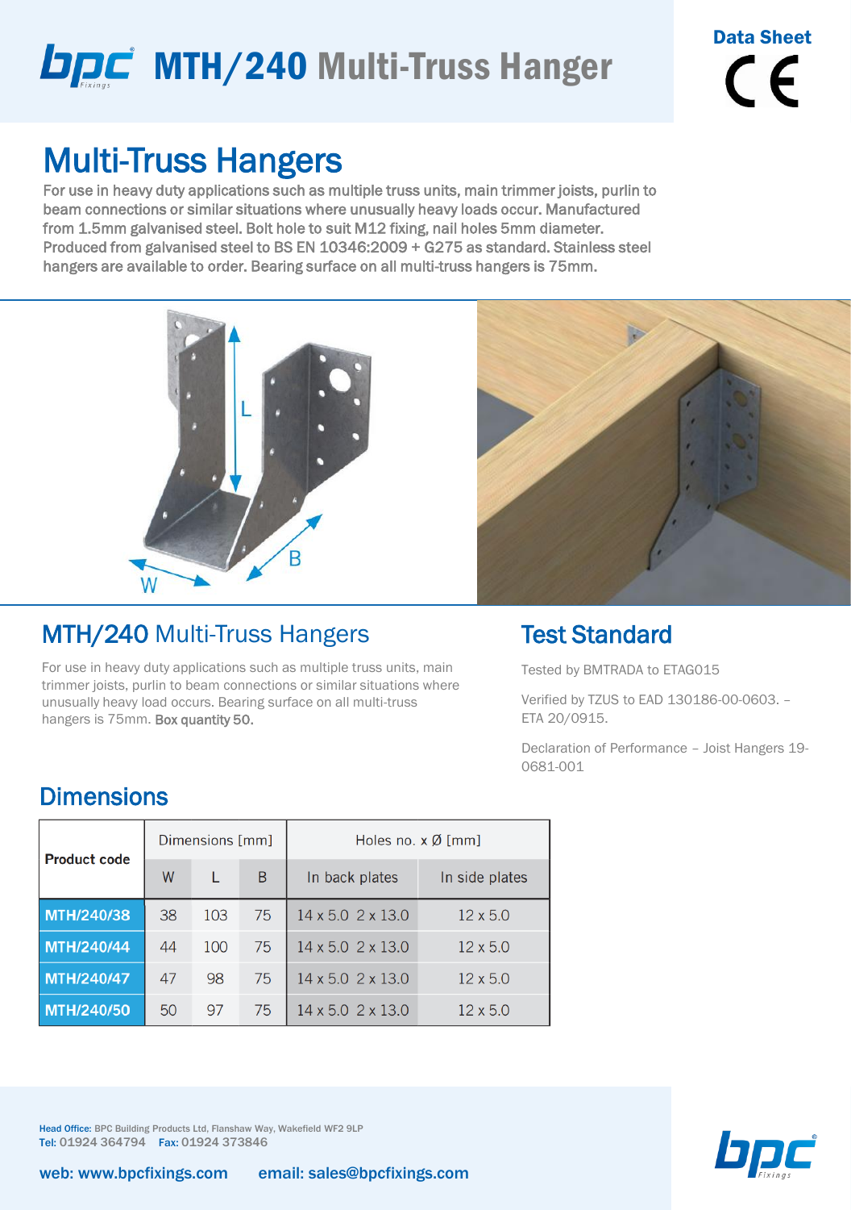# MTH/240 Multi-Truss Hanger

**Data Sheet**

CE

## Multi-Truss Hangers

For use in heavy duty applications such as multiple truss units, main trimmer joists, purlin to beam connections or similar situations where unusually heavy loads occur. Manufactured from 1.5mm galvanised steel. Bolt hole to suit M12 fixing, nail holes 5mm diameter. Produced from galvanised steel to BS EN 10346:2009 + G275 as standard. Stainless steel hangers are available to order. Bearing surface on all multi-truss hangers is 75mm.

## MTH/240 Multi-Truss Hangers

For use in heavy duty applications such as multiple truss units, main trimmer joists, purlin to beam connections or similar situations where unusually heavy load occurs. Bearing surface on all multi-truss hangers is 75mm. **Box quantity 50.**

## Test Standard

Tested by BMTRADA to ETAG015

Verified by TZUS to EAD 130186-00-0603. – ETA 20/0915.

Declaration of Performance – Joist Hangers 19-0681-001

## Dimensions

| Product code | Dimensions [mm] | | | Holes no. x Ø [mm] | |
|---|---|---|---|---|---|
| | W | L | B | In back plates | In side plates |
| MTH/240/38 | 38 | 103 | 75 | 14 x 5.0 2 x 13.0 | 12 x 5.0 |
| MTH/240/44 | 44 | 100 | 75 | 14 x 5.0 2 x 13.0 | 12 x 5.0 |
| MTH/240/47 | 47 | 98 | 75 | 14 x 5.0 2 x 13.0 | 12 x 5.0 |
| MTH/240/50 | 50 | 97 | 75 | 14 x 5.0 2 x 13.0 | 12 x 5.0 |

Head Office: BPC Building Products Ltd, Flanshaw Way, Wakefield WF2 9LP
Tel: 01924 364794 Fax: 01924 373846

web: www.bpcfixings.com email: sales@bpcfixings.com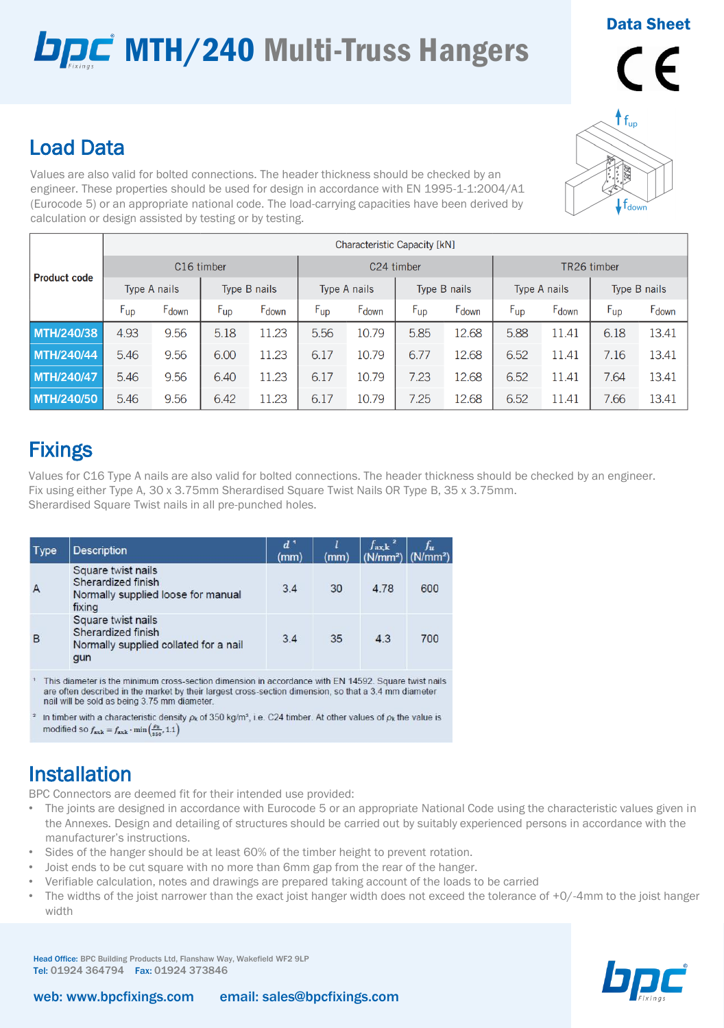# MTH/240 Multi-Truss Hangers

Data Sheet

## Load Data

Values are also valid for bolted connections. The header thickness should be checked by an engineer. These properties should be used for design in accordance with EN 1995-1-1:2004/A1 (Eurocode 5) or an appropriate national code. The load-carrying capacities have been derived by calculation or design assisted by testing or by testing.

| Product code | Characteristic Capacity [kN] | | | | | | | | | | | |
|---|---|---|---|---|---|---|---|---|---|---|---|---|
| | C16 timber | | | | C24 timber | | | | TR26 timber | | | |
| | Type A nails | | Type B nails | | Type A nails | | Type B nails | | Type A nails | | Type B nails | |
| | $F_{up}$ | $F_{down}$ | $F_{up}$ | $F_{down}$ | $F_{up}$ | $F_{down}$ | $F_{up}$ | $F_{down}$ | $F_{up}$ | $F_{down}$ | $F_{up}$ | $F_{down}$ |
| MTH/240/38 | 4.93 | 9.56 | 5.18 | 11.23 | 5.56 | 10.79 | 5.85 | 12.68 | 5.88 | 11.41 | 6.18 | 13.41 |
| MTH/240/44 | 5.46 | 9.56 | 6.00 | 11.23 | 6.17 | 10.79 | 6.77 | 12.68 | 6.52 | 11.41 | 7.16 | 13.41 |
| MTH/240/47 | 5.46 | 9.56 | 6.40 | 11.23 | 6.17 | 10.79 | 7.23 | 12.68 | 6.52 | 11.41 | 7.64 | 13.41 |
| MTH/240/50 | 5.46 | 9.56 | 6.42 | 11.23 | 6.17 | 10.79 | 7.25 | 12.68 | 6.52 | 11.41 | 7.66 | 13.41 |

## Fixings

Values for C16 Type A nails are also valid for bolted connections. The header thickness should be checked by an engineer. Fix using either Type A, 30 x 3.75mm Sherardised Square Twist Nails OR Type B, 35 x 3.75mm. Sherardised Square Twist nails in all pre-punched holes.

| Type | Description | $d$ [1] (mm) | $l$ (mm) | $f_{ax,k}$ [2] (N/mm²) | $f_u$ (N/mm²) |
|---|---|---|---|---|---|
| A | Square twist nails Sherardized finish Normally supplied loose for manual fixing | 3.4 | 30 | 4.78 | 600 |
| B | Square twist nails Sherardized finish Normally supplied collated for a nail gun | 3.4 | 35 | 4.3 | 700 |

[1] This diameter is the minimum cross-section dimension in accordance with EN 14592. Square twist nails are often described in the market by their largest cross-section dimension, so that a 3.4 mm diameter nail will be sold as being 3.75 mm diameter.

[2] In timber with a characteristic density $\rho_k$ of 350 kg/m³, i.e. C24 timber. At other values of $\rho_k$ the value is modified so $f_{axk} = f_{axk} \cdot \min\left(\frac{\rho_k}{350}, 1.1\right)$

## Installation

BPC Connectors are deemed fit for their intended use provided:

- The joints are designed in accordance with Eurocode 5 or an appropriate National Code using the characteristic values given in the Annexes. Design and detailing of structures should be carried out by suitably experienced persons in accordance with the manufacturer's instructions.
- Sides of the hanger should be at least 60% of the timber height to prevent rotation.
- Joist ends to be cut square with no more than 6mm gap from the rear of the hanger.
- Verifiable calculation, notes and drawings are prepared taking account of the loads to be carried
- The widths of the joist narrower than the exact joist hanger width does not exceed the tolerance of +0/-4mm to the joist hanger width

Head Office: BPC Building Products Ltd, Flanshaw Way, Wakefield WF2 9LP
Tel: 01924 364794 Fax: 01924 373846

web: www.bpcfixings.com email: sales@bpcfixings.com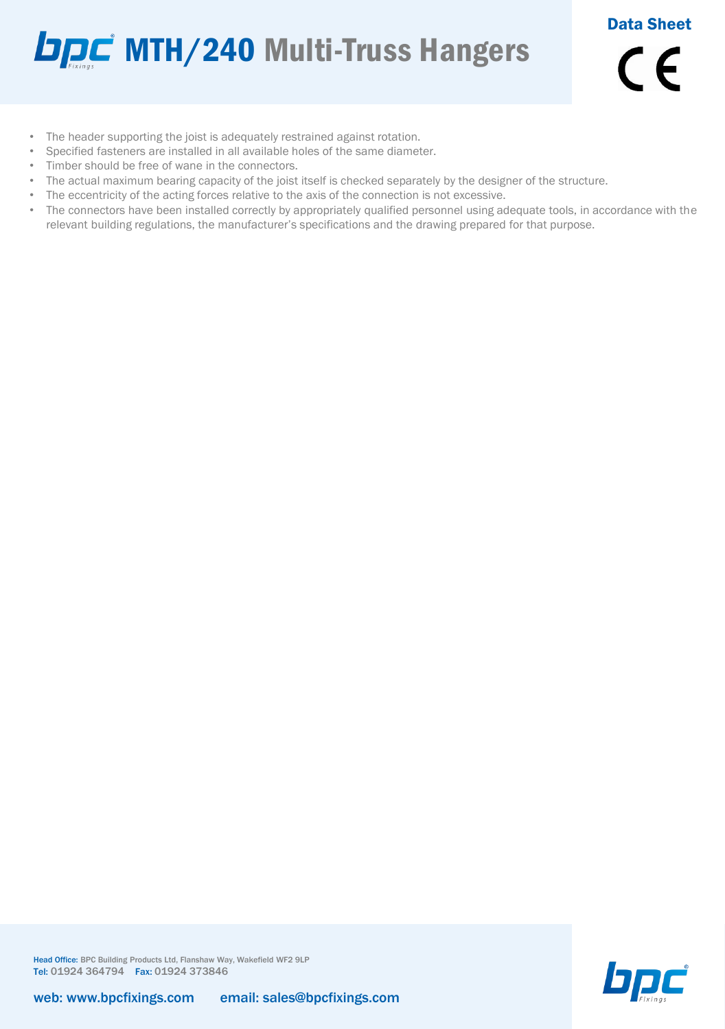- The header supporting the joist is adequately restrained against rotation.
- Specified fasteners are installed in all available holes of the same diameter.
- Timber should be free of wane in the connectors.
- The actual maximum bearing capacity of the joist itself is checked separately by the designer of the structure.
- The eccentricity of the acting forces relative to the axis of the connection is not excessive.
- The connectors have been installed correctly by appropriately qualified personnel using adequate tools, in accordance with the relevant building regulations, the manufacturer's specifications and the drawing prepared for that purpose.